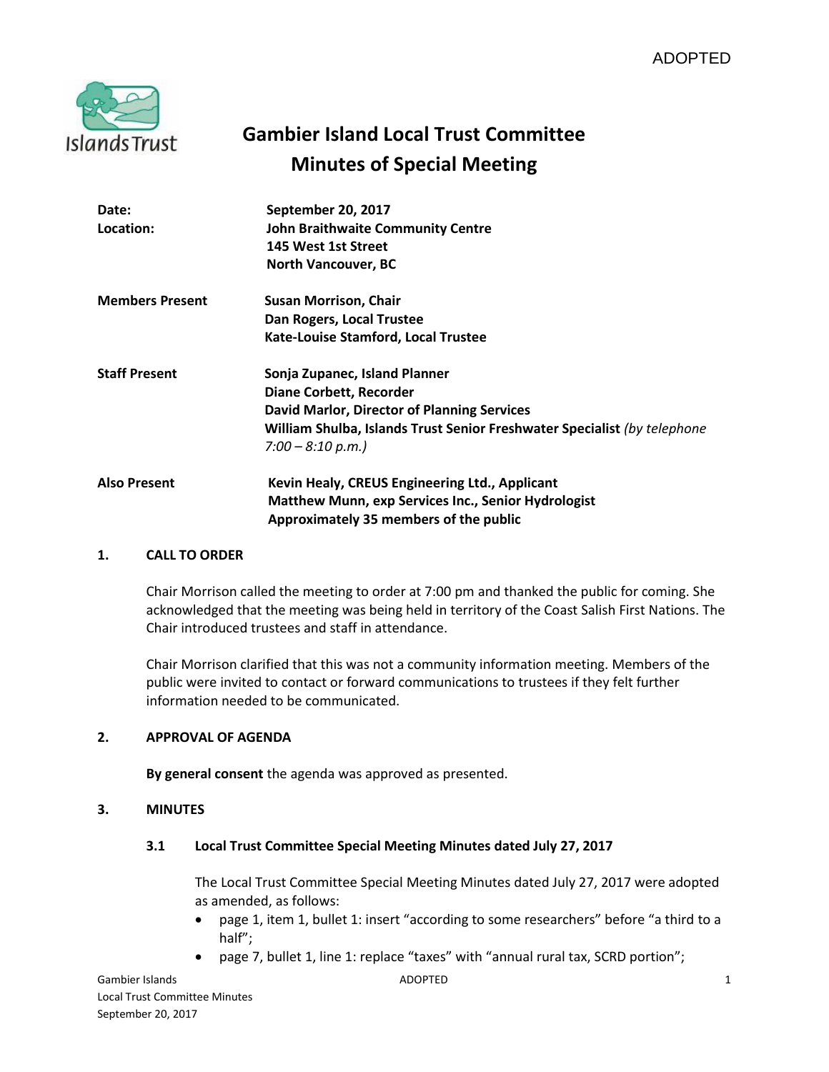ADOPTED

# Gambier Island Local Trust Committee
# Minutes of Special Meeting

**Date:** **September 20, 2017**
**Location:** **John Braithwaite Community Centre**
**145 West 1st Street**
**North Vancouver, BC**

**Members Present** **Susan Morrison, Chair**
**Dan Rogers, Local Trustee**
**Kate-Louise Stamford, Local Trustee**

**Staff Present** **Sonja Zupanec, Island Planner**
**Diane Corbett, Recorder**
**David Marlor, Director of Planning Services**
**William Shulba, Islands Trust Senior Freshwater Specialist** *(by telephone 7:00 – 8:10 p.m.)*

**Also Present** **Kevin Healy, CREUS Engineering Ltd., Applicant**
**Matthew Munn, exp Services Inc., Senior Hydrologist**
**Approximately 35 members of the public**

## 1. CALL TO ORDER

Chair Morrison called the meeting to order at 7:00 pm and thanked the public for coming. She acknowledged that the meeting was being held in territory of the Coast Salish First Nations. The Chair introduced trustees and staff in attendance.

Chair Morrison clarified that this was not a community information meeting. Members of the public were invited to contact or forward communications to trustees if they felt further information needed to be communicated.

## 2. APPROVAL OF AGENDA

**By general consent** the agenda was approved as presented.

## 3. MINUTES

### 3.1 Local Trust Committee Special Meeting Minutes dated July 27, 2017

The Local Trust Committee Special Meeting Minutes dated July 27, 2017 were adopted as amended, as follows:

- page 1, item 1, bullet 1: insert "according to some researchers" before "a third to a half";
- page 7, bullet 1, line 1: replace "taxes" with "annual rural tax, SCRD portion";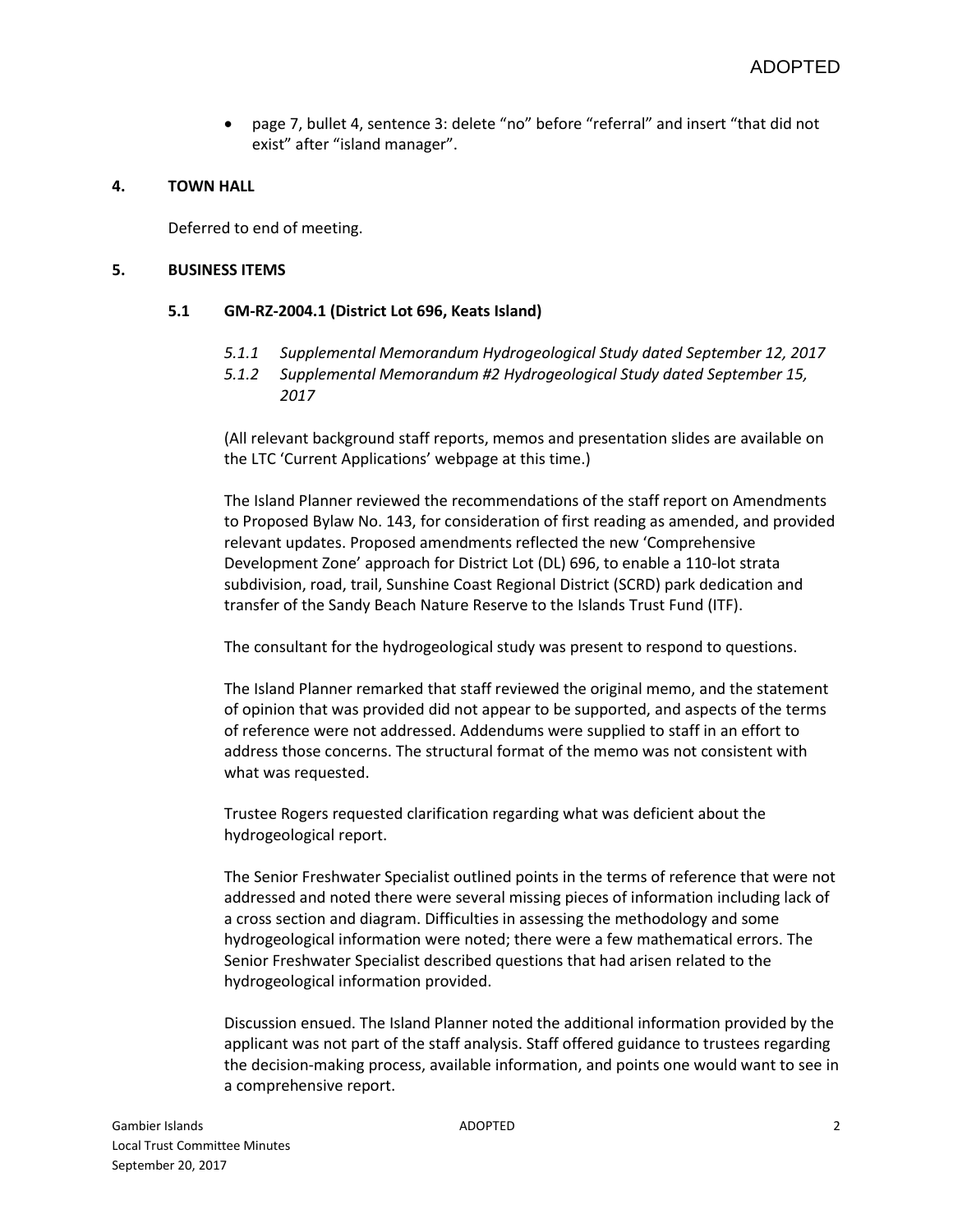- page 7, bullet 4, sentence 3: delete “no” before “referral” and insert “that did not exist” after “island manager”.

## 4. TOWN HALL

Deferred to end of meeting.

## 5. BUSINESS ITEMS

### 5.1 GM-RZ-2004.1 (District Lot 696, Keats Island)

*5.1.1 Supplemental Memorandum Hydrogeological Study dated September 12, 2017*

*5.1.2 Supplemental Memorandum #2 Hydrogeological Study dated September 15, 2017*

(All relevant background staff reports, memos and presentation slides are available on the LTC ‘Current Applications’ webpage at this time.)

The Island Planner reviewed the recommendations of the staff report on Amendments to Proposed Bylaw No. 143, for consideration of first reading as amended, and provided relevant updates. Proposed amendments reflected the new ‘Comprehensive Development Zone’ approach for District Lot (DL) 696, to enable a 110-lot strata subdivision, road, trail, Sunshine Coast Regional District (SCRD) park dedication and transfer of the Sandy Beach Nature Reserve to the Islands Trust Fund (ITF).

The consultant for the hydrogeological study was present to respond to questions.

The Island Planner remarked that staff reviewed the original memo, and the statement of opinion that was provided did not appear to be supported, and aspects of the terms of reference were not addressed. Addendums were supplied to staff in an effort to address those concerns. The structural format of the memo was not consistent with what was requested.

Trustee Rogers requested clarification regarding what was deficient about the hydrogeological report.

The Senior Freshwater Specialist outlined points in the terms of reference that were not addressed and noted there were several missing pieces of information including lack of a cross section and diagram. Difficulties in assessing the methodology and some hydrogeological information were noted; there were a few mathematical errors. The Senior Freshwater Specialist described questions that had arisen related to the hydrogeological information provided.

Discussion ensued. The Island Planner noted the additional information provided by the applicant was not part of the staff analysis. Staff offered guidance to trustees regarding the decision-making process, available information, and points one would want to see in a comprehensive report.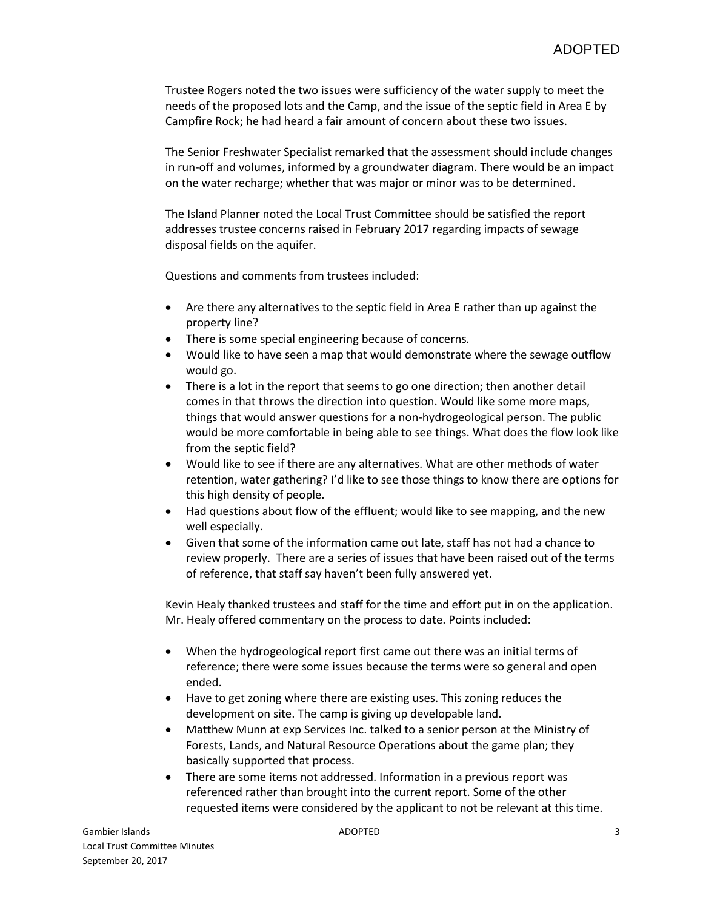Trustee Rogers noted the two issues were sufficiency of the water supply to meet the needs of the proposed lots and the Camp, and the issue of the septic field in Area E by Campfire Rock; he had heard a fair amount of concern about these two issues.

The Senior Freshwater Specialist remarked that the assessment should include changes in run-off and volumes, informed by a groundwater diagram. There would be an impact on the water recharge; whether that was major or minor was to be determined.

The Island Planner noted the Local Trust Committee should be satisfied the report addresses trustee concerns raised in February 2017 regarding impacts of sewage disposal fields on the aquifer.

Questions and comments from trustees included:

- Are there any alternatives to the septic field in Area E rather than up against the property line?
- There is some special engineering because of concerns.
- Would like to have seen a map that would demonstrate where the sewage outflow would go.
- There is a lot in the report that seems to go one direction; then another detail comes in that throws the direction into question. Would like some more maps, things that would answer questions for a non-hydrogeological person. The public would be more comfortable in being able to see things. What does the flow look like from the septic field?
- Would like to see if there are any alternatives. What are other methods of water retention, water gathering? I'd like to see those things to know there are options for this high density of people.
- Had questions about flow of the effluent; would like to see mapping, and the new well especially.
- Given that some of the information came out late, staff has not had a chance to review properly. There are a series of issues that have been raised out of the terms of reference, that staff say haven't been fully answered yet.

Kevin Healy thanked trustees and staff for the time and effort put in on the application. Mr. Healy offered commentary on the process to date. Points included:

- When the hydrogeological report first came out there was an initial terms of reference; there were some issues because the terms were so general and open ended.
- Have to get zoning where there are existing uses. This zoning reduces the development on site. The camp is giving up developable land.
- Matthew Munn at exp Services Inc. talked to a senior person at the Ministry of Forests, Lands, and Natural Resource Operations about the game plan; they basically supported that process.
- There are some items not addressed. Information in a previous report was referenced rather than brought into the current report. Some of the other requested items were considered by the applicant to not be relevant at this time.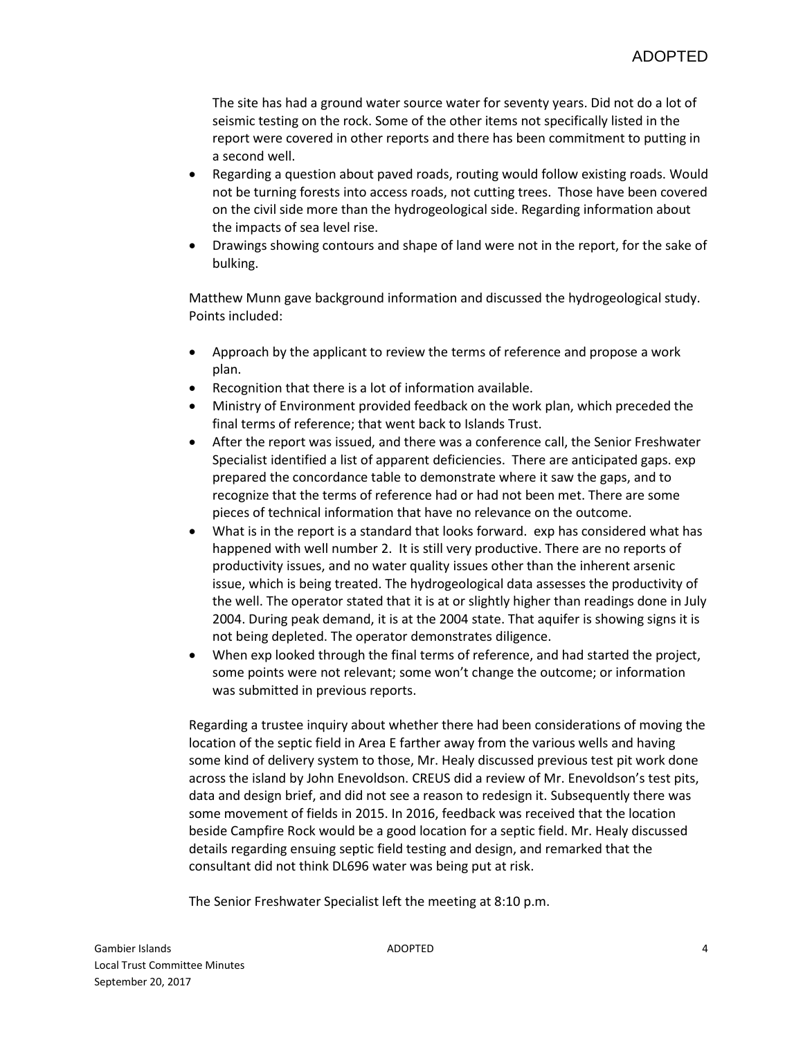The site has had a ground water source water for seventy years. Did not do a lot of seismic testing on the rock. Some of the other items not specifically listed in the report were covered in other reports and there has been commitment to putting in a second well.

- Regarding a question about paved roads, routing would follow existing roads. Would not be turning forests into access roads, not cutting trees. Those have been covered on the civil side more than the hydrogeological side. Regarding information about the impacts of sea level rise.
- Drawings showing contours and shape of land were not in the report, for the sake of bulking.

Matthew Munn gave background information and discussed the hydrogeological study. Points included:

- Approach by the applicant to review the terms of reference and propose a work plan.
- Recognition that there is a lot of information available.
- Ministry of Environment provided feedback on the work plan, which preceded the final terms of reference; that went back to Islands Trust.
- After the report was issued, and there was a conference call, the Senior Freshwater Specialist identified a list of apparent deficiencies. There are anticipated gaps. exp prepared the concordance table to demonstrate where it saw the gaps, and to recognize that the terms of reference had or had not been met. There are some pieces of technical information that have no relevance on the outcome.
- What is in the report is a standard that looks forward. exp has considered what has happened with well number 2. It is still very productive. There are no reports of productivity issues, and no water quality issues other than the inherent arsenic issue, which is being treated. The hydrogeological data assesses the productivity of the well. The operator stated that it is at or slightly higher than readings done in July 2004. During peak demand, it is at the 2004 state. That aquifer is showing signs it is not being depleted. The operator demonstrates diligence.
- When exp looked through the final terms of reference, and had started the project, some points were not relevant; some won't change the outcome; or information was submitted in previous reports.

Regarding a trustee inquiry about whether there had been considerations of moving the location of the septic field in Area E farther away from the various wells and having some kind of delivery system to those, Mr. Healy discussed previous test pit work done across the island by John Enevoldson. CREUS did a review of Mr. Enevoldson's test pits, data and design brief, and did not see a reason to redesign it. Subsequently there was some movement of fields in 2015. In 2016, feedback was received that the location beside Campfire Rock would be a good location for a septic field. Mr. Healy discussed details regarding ensuing septic field testing and design, and remarked that the consultant did not think DL696 water was being put at risk.

The Senior Freshwater Specialist left the meeting at 8:10 p.m.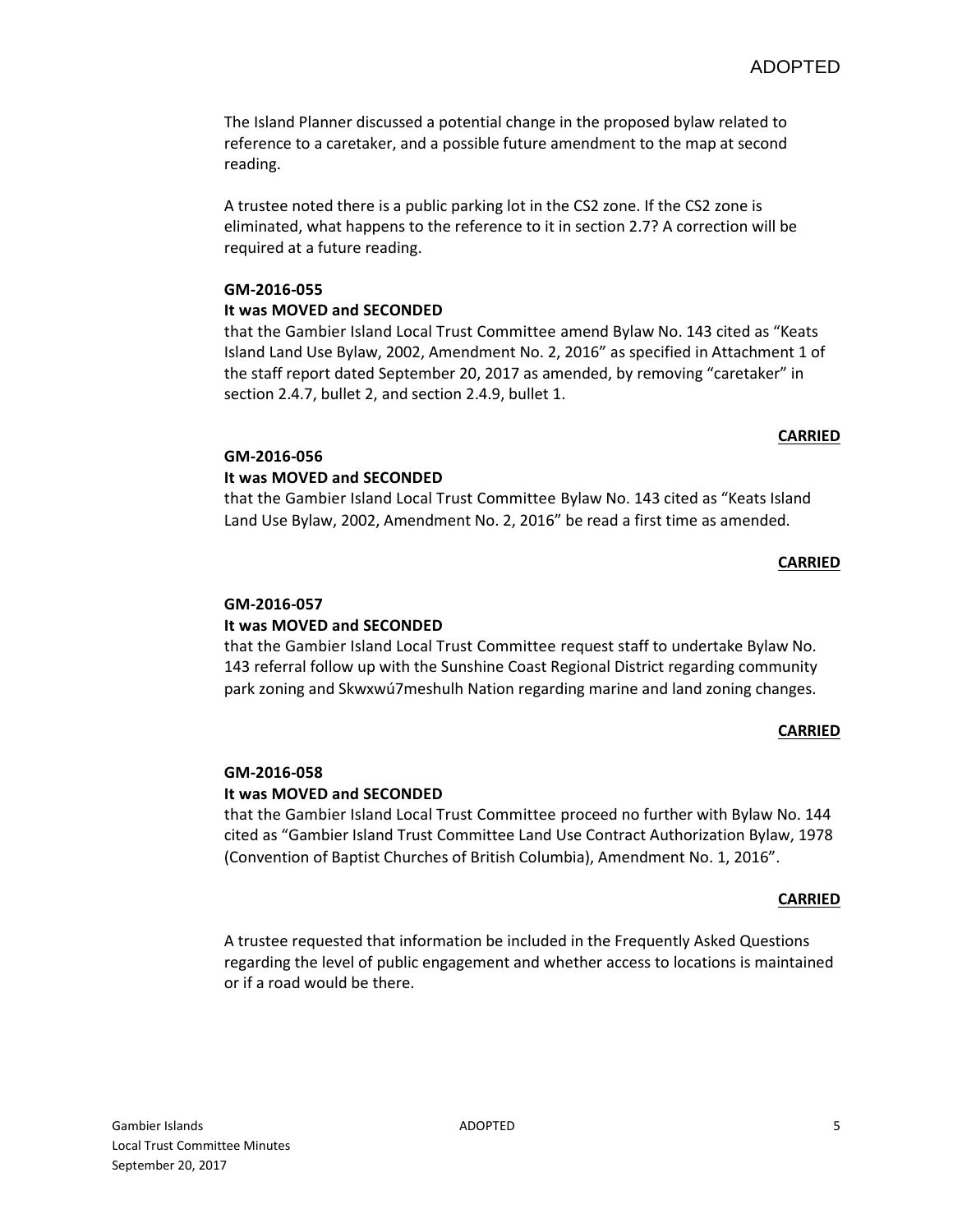The Island Planner discussed a potential change in the proposed bylaw related to reference to a caretaker, and a possible future amendment to the map at second reading.

A trustee noted there is a public parking lot in the CS2 zone. If the CS2 zone is eliminated, what happens to the reference to it in section 2.7? A correction will be required at a future reading.

**GM-2016-055**
**It was MOVED and SECONDED**
that the Gambier Island Local Trust Committee amend Bylaw No. 143 cited as "Keats Island Land Use Bylaw, 2002, Amendment No. 2, 2016" as specified in Attachment 1 of the staff report dated September 20, 2017 as amended, by removing "caretaker" in section 2.4.7, bullet 2, and section 2.4.9, bullet 1.

**CARRIED**

**GM-2016-056**
**It was MOVED and SECONDED**
that the Gambier Island Local Trust Committee Bylaw No. 143 cited as "Keats Island Land Use Bylaw, 2002, Amendment No. 2, 2016" be read a first time as amended.

**CARRIED**

**GM-2016-057**
**It was MOVED and SECONDED**
that the Gambier Island Local Trust Committee request staff to undertake Bylaw No. 143 referral follow up with the Sunshine Coast Regional District regarding community park zoning and Skwxwú7meshulh Nation regarding marine and land zoning changes.

**CARRIED**

**GM-2016-058**
**It was MOVED and SECONDED**
that the Gambier Island Local Trust Committee proceed no further with Bylaw No. 144 cited as "Gambier Island Trust Committee Land Use Contract Authorization Bylaw, 1978 (Convention of Baptist Churches of British Columbia), Amendment No. 1, 2016".

**CARRIED**

A trustee requested that information be included in the Frequently Asked Questions regarding the level of public engagement and whether access to locations is maintained or if a road would be there.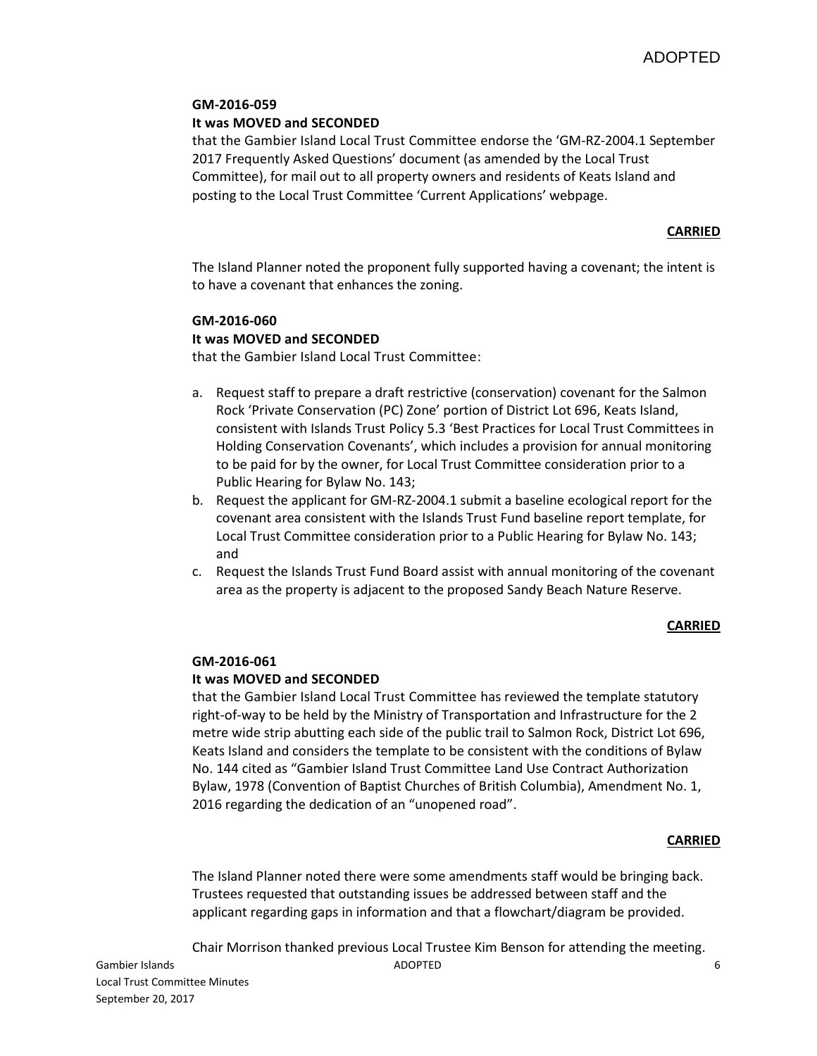**GM-2016-059**

**It was MOVED and SECONDED**

that the Gambier Island Local Trust Committee endorse the 'GM-RZ-2004.1 September 2017 Frequently Asked Questions' document (as amended by the Local Trust Committee), for mail out to all property owners and residents of Keats Island and posting to the Local Trust Committee 'Current Applications' webpage.

**CARRIED**

The Island Planner noted the proponent fully supported having a covenant; the intent is to have a covenant that enhances the zoning.

**GM-2016-060**

**It was MOVED and SECONDED**

that the Gambier Island Local Trust Committee:

a. Request staff to prepare a draft restrictive (conservation) covenant for the Salmon Rock 'Private Conservation (PC) Zone' portion of District Lot 696, Keats Island, consistent with Islands Trust Policy 5.3 'Best Practices for Local Trust Committees in Holding Conservation Covenants', which includes a provision for annual monitoring to be paid for by the owner, for Local Trust Committee consideration prior to a Public Hearing for Bylaw No. 143;
b. Request the applicant for GM-RZ-2004.1 submit a baseline ecological report for the covenant area consistent with the Islands Trust Fund baseline report template, for Local Trust Committee consideration prior to a Public Hearing for Bylaw No. 143; and
c. Request the Islands Trust Fund Board assist with annual monitoring of the covenant area as the property is adjacent to the proposed Sandy Beach Nature Reserve.

**CARRIED**

**GM-2016-061**

**It was MOVED and SECONDED**

that the Gambier Island Local Trust Committee has reviewed the template statutory right-of-way to be held by the Ministry of Transportation and Infrastructure for the 2 metre wide strip abutting each side of the public trail to Salmon Rock, District Lot 696, Keats Island and considers the template to be consistent with the conditions of Bylaw No. 144 cited as "Gambier Island Trust Committee Land Use Contract Authorization Bylaw, 1978 (Convention of Baptist Churches of British Columbia), Amendment No. 1, 2016 regarding the dedication of an "unopened road".

**CARRIED**

The Island Planner noted there were some amendments staff would be bringing back. Trustees requested that outstanding issues be addressed between staff and the applicant regarding gaps in information and that a flowchart/diagram be provided.

Chair Morrison thanked previous Local Trustee Kim Benson for attending the meeting.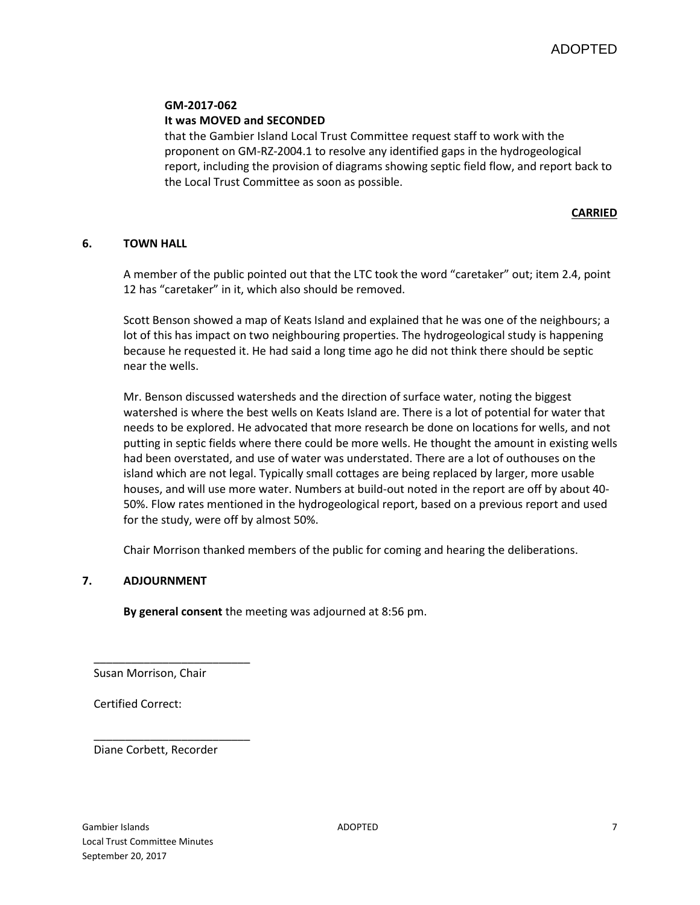**GM-2017-062**
**It was MOVED and SECONDED**
that the Gambier Island Local Trust Committee request staff to work with the proponent on GM-RZ-2004.1 to resolve any identified gaps in the hydrogeological report, including the provision of diagrams showing septic field flow, and report back to the Local Trust Committee as soon as possible.

**CARRIED**

## 6. TOWN HALL

A member of the public pointed out that the LTC took the word "caretaker" out; item 2.4, point 12 has "caretaker" in it, which also should be removed.

Scott Benson showed a map of Keats Island and explained that he was one of the neighbours; a lot of this has impact on two neighbouring properties. The hydrogeological study is happening because he requested it. He had said a long time ago he did not think there should be septic near the wells.

Mr. Benson discussed watersheds and the direction of surface water, noting the biggest watershed is where the best wells on Keats Island are. There is a lot of potential for water that needs to be explored. He advocated that more research be done on locations for wells, and not putting in septic fields where there could be more wells. He thought the amount in existing wells had been overstated, and use of water was understated. There are a lot of outhouses on the island which are not legal. Typically small cottages are being replaced by larger, more usable houses, and will use more water. Numbers at build-out noted in the report are off by about 40-50%. Flow rates mentioned in the hydrogeological report, based on a previous report and used for the study, were off by almost 50%.

Chair Morrison thanked members of the public for coming and hearing the deliberations.

## 7. ADJOURNMENT

**By general consent** the meeting was adjourned at 8:56 pm.

\_\_\_\_\_\_\_\_\_\_\_\_\_\_\_\_\_\_\_\_\_\_\_\_\_
Susan Morrison, Chair

Certified Correct:

\_\_\_\_\_\_\_\_\_\_\_\_\_\_\_\_\_\_\_\_\_\_\_\_\_
Diane Corbett, Recorder